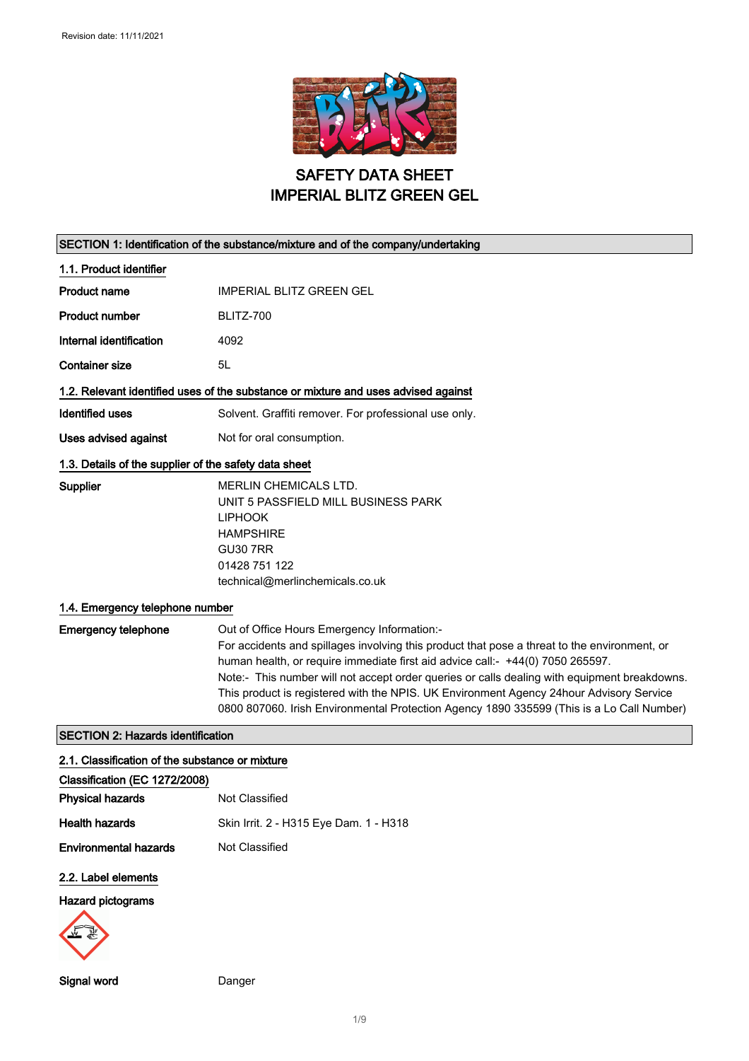Revision date: 11/11/2021

# SAFETY DATA SHEET
# IMPERIAL BLITZ GREEN GEL

## SECTION 1: Identification of the substance/mixture and of the company/undertaking

### 1.1. Product identifier

| | |
|---|---|
| **Product name** | IMPERIAL BLITZ GREEN GEL |
| **Product number** | BLITZ-700 |
| **Internal identification** | 4092 |
| **Container size** | 5L |

### 1.2. Relevant identified uses of the substance or mixture and uses advised against

| | |
|---|---|
| **Identified uses** | Solvent. Graffiti remover. For professional use only. |
| **Uses advised against** | Not for oral consumption. |

### 1.3. Details of the supplier of the safety data sheet

**Supplier**

MERLIN CHEMICALS LTD.
UNIT 5 PASSFIELD MILL BUSINESS PARK
LIPHOOK
HAMPSHIRE
GU30 7RR
01428 751 122
technical@merlinchemicals.co.uk

### 1.4. Emergency telephone number

**Emergency telephone**

Out of Office Hours Emergency Information:-
For accidents and spillages involving this product that pose a threat to the environment, or human health, or require immediate first aid advice call:- +44(0) 7050 265597.
Note:- This number will not accept order queries or calls dealing with equipment breakdowns.
This product is registered with the NPIS. UK Environment Agency 24hour Advisory Service 0800 807060. Irish Environmental Protection Agency 1890 335599 (This is a Lo Call Number)

## SECTION 2: Hazards identification

### 2.1. Classification of the substance or mixture

**Classification (EC 1272/2008)**

| | |
|---|---|
| **Physical hazards** | Not Classified |
| **Health hazards** | Skin Irrit. 2 - H315 Eye Dam. 1 - H318 |
| **Environmental hazards** | Not Classified |

### 2.2. Label elements

**Hazard pictograms**

**Signal word** Danger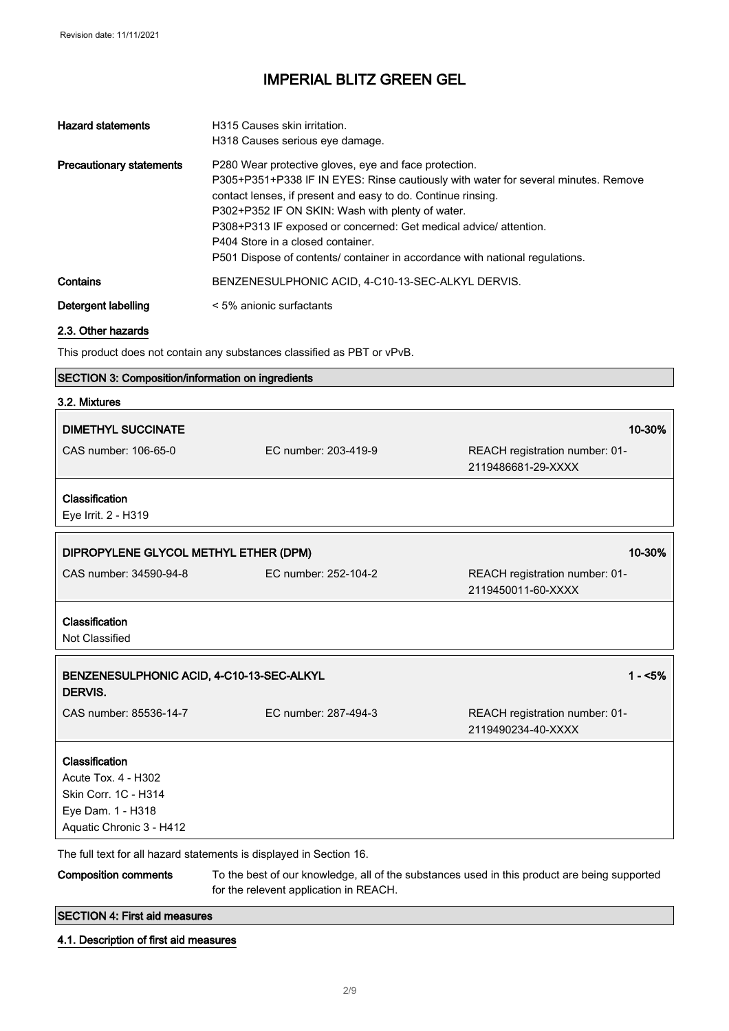| | |
|---|---|
| **Hazard statements** | H315 Causes skin irritation.<br>H318 Causes serious eye damage. |
| **Precautionary statements** | P280 Wear protective gloves, eye and face protection.<br>P305+P351+P338 IF IN EYES: Rinse cautiously with water for several minutes. Remove contact lenses, if present and easy to do. Continue rinsing.<br>P302+P352 IF ON SKIN: Wash with plenty of water.<br>P308+P313 IF exposed or concerned: Get medical advice/ attention.<br>P404 Store in a closed container.<br>P501 Dispose of contents/ container in accordance with national regulations. |
| **Contains** | BENZENESULPHONIC ACID, 4-C10-13-SEC-ALKYL DERVIS. |
| **Detergent labelling** | < 5% anionic surfactants |

### 2.3. Other hazards

This product does not contain any substances classified as PBT or vPvB.

## SECTION 3: Composition/information on ingredients

### 3.2. Mixtures

| **DIMETHYL SUCCINATE** | | **10-30%** |
|---|---|---|
| CAS number: 106-65-0 | EC number: 203-419-9 | REACH registration number: 01-2119486681-29-XXXX |

**Classification**
Eye Irrit. 2 - H319

| **DIPROPYLENE GLYCOL METHYL ETHER (DPM)** | | **10-30%** |
|---|---|---|
| CAS number: 34590-94-8 | EC number: 252-104-2 | REACH registration number: 01-2119450011-60-XXXX |

**Classification**
Not Classified

| **BENZENESULPHONIC ACID, 4-C10-13-SEC-ALKYL DERVIS.** | | **1 - <5%** |
|---|---|---|
| CAS number: 85536-14-7 | EC number: 287-494-3 | REACH registration number: 01-2119490234-40-XXXX |

**Classification**
Acute Tox. 4 - H302
Skin Corr. 1C - H314
Eye Dam. 1 - H318
Aquatic Chronic 3 - H412

The full text for all hazard statements is displayed in Section 16.

**Composition comments** To the best of our knowledge, all of the substances used in this product are being supported for the relevent application in REACH.

## SECTION 4: First aid measures

### 4.1. Description of first aid measures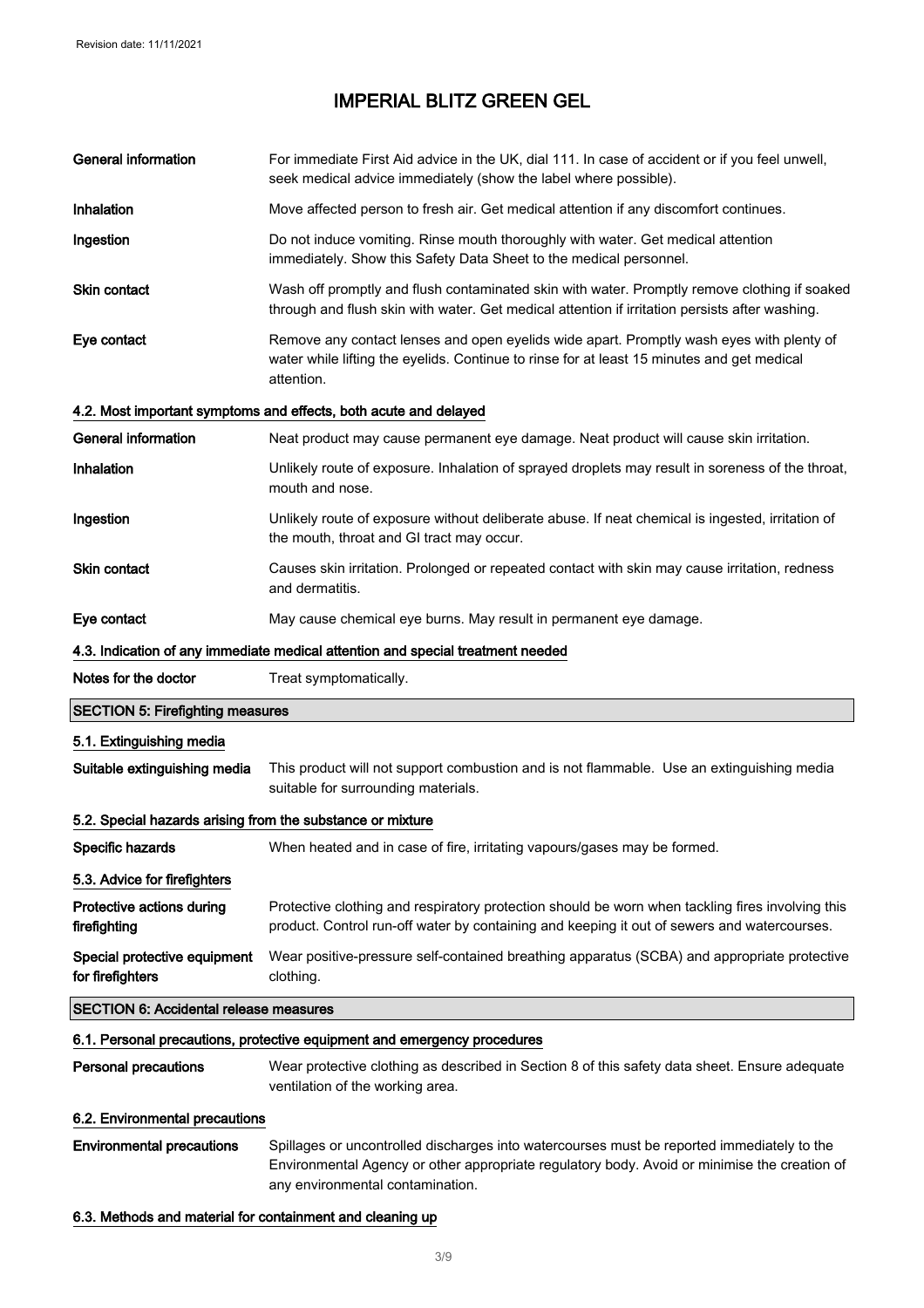| | |
|---|---|
| **General information** | For immediate First Aid advice in the UK, dial 111. In case of accident or if you feel unwell, seek medical advice immediately (show the label where possible). |
| **Inhalation** | Move affected person to fresh air. Get medical attention if any discomfort continues. |
| **Ingestion** | Do not induce vomiting. Rinse mouth thoroughly with water. Get medical attention immediately. Show this Safety Data Sheet to the medical personnel. |
| **Skin contact** | Wash off promptly and flush contaminated skin with water. Promptly remove clothing if soaked through and flush skin with water. Get medical attention if irritation persists after washing. |
| **Eye contact** | Remove any contact lenses and open eyelids wide apart. Promptly wash eyes with plenty of water while lifting the eyelids. Continue to rinse for at least 15 minutes and get medical attention. |

### 4.2. Most important symptoms and effects, both acute and delayed

| | |
|---|---|
| **General information** | Neat product may cause permanent eye damage. Neat product will cause skin irritation. |
| **Inhalation** | Unlikely route of exposure. Inhalation of sprayed droplets may result in soreness of the throat, mouth and nose. |
| **Ingestion** | Unlikely route of exposure without deliberate abuse. If neat chemical is ingested, irritation of the mouth, throat and GI tract may occur. |
| **Skin contact** | Causes skin irritation. Prolonged or repeated contact with skin may cause irritation, redness and dermatitis. |
| **Eye contact** | May cause chemical eye burns. May result in permanent eye damage. |

### 4.3. Indication of any immediate medical attention and special treatment needed

| | |
|---|---|
| **Notes for the doctor** | Treat symptomatically. |

## SECTION 5: Firefighting measures

### 5.1. Extinguishing media

| | |
|---|---|
| **Suitable extinguishing media** | This product will not support combustion and is not flammable. Use an extinguishing media suitable for surrounding materials. |

### 5.2. Special hazards arising from the substance or mixture

| | |
|---|---|
| **Specific hazards** | When heated and in case of fire, irritating vapours/gases may be formed. |

### 5.3. Advice for firefighters

| | |
|---|---|
| **Protective actions during firefighting** | Protective clothing and respiratory protection should be worn when tackling fires involving this product. Control run-off water by containing and keeping it out of sewers and watercourses. |
| **Special protective equipment for firefighters** | Wear positive-pressure self-contained breathing apparatus (SCBA) and appropriate protective clothing. |

## SECTION 6: Accidental release measures

### 6.1. Personal precautions, protective equipment and emergency procedures

| | |
|---|---|
| **Personal precautions** | Wear protective clothing as described in Section 8 of this safety data sheet. Ensure adequate ventilation of the working area. |

### 6.2. Environmental precautions

| | |
|---|---|
| **Environmental precautions** | Spillages or uncontrolled discharges into watercourses must be reported immediately to the Environmental Agency or other appropriate regulatory body. Avoid or minimise the creation of any environmental contamination. |

### 6.3. Methods and material for containment and cleaning up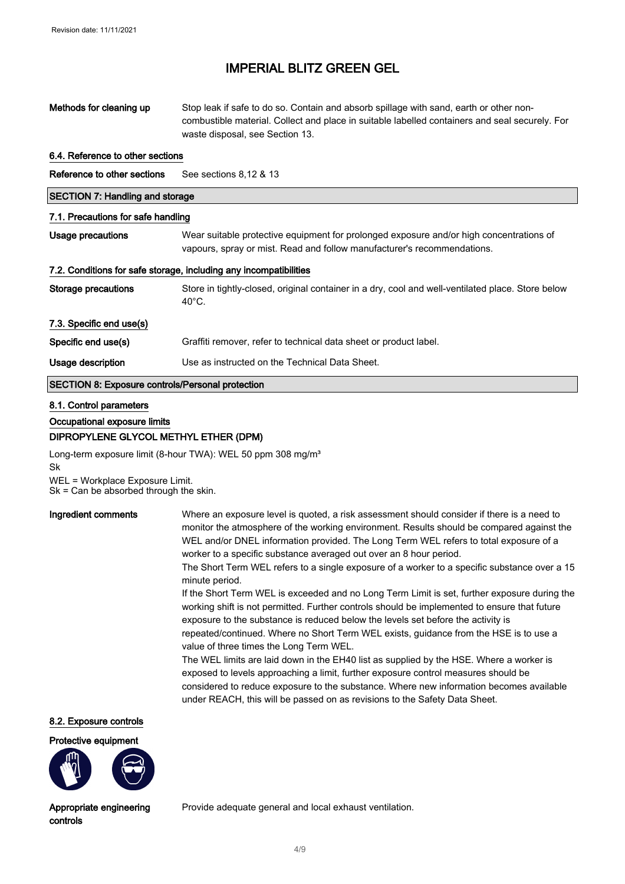**Methods for cleaning up** Stop leak if safe to do so. Contain and absorb spillage with sand, earth or other non-combustible material. Collect and place in suitable labelled containers and seal securely. For waste disposal, see Section 13.

### 6.4. Reference to other sections

**Reference to other sections** See sections 8,12 & 13

## SECTION 7: Handling and storage

### 7.1. Precautions for safe handling

**Usage precautions** Wear suitable protective equipment for prolonged exposure and/or high concentrations of vapours, spray or mist. Read and follow manufacturer's recommendations.

### 7.2. Conditions for safe storage, including any incompatibilities

**Storage precautions** Store in tightly-closed, original container in a dry, cool and well-ventilated place. Store below 40°C.

### 7.3. Specific end use(s)

**Specific end use(s)** Graffiti remover, refer to technical data sheet or product label.

**Usage description** Use as instructed on the Technical Data Sheet.

## SECTION 8: Exposure controls/Personal protection

### 8.1. Control parameters

**Occupational exposure limits**

**DIPROPYLENE GLYCOL METHYL ETHER (DPM)**

Long-term exposure limit (8-hour TWA): WEL 50 ppm 308 mg/m³
Sk
WEL = Workplace Exposure Limit.
Sk = Can be absorbed through the skin.

**Ingredient comments** Where an exposure level is quoted, a risk assessment should consider if there is a need to monitor the atmosphere of the working environment. Results should be compared against the WEL and/or DNEL information provided. The Long Term WEL refers to total exposure of a worker to a specific substance averaged out over an 8 hour period.
The Short Term WEL refers to a single exposure of a worker to a specific substance over a 15 minute period.
If the Short Term WEL is exceeded and no Long Term Limit is set, further exposure during the working shift is not permitted. Further controls should be implemented to ensure that future exposure to the substance is reduced below the levels set before the activity is repeated/continued. Where no Short Term WEL exists, guidance from the HSE is to use a value of three times the Long Term WEL.
The WEL limits are laid down in the EH40 list as supplied by the HSE. Where a worker is exposed to levels approaching a limit, further exposure control measures should be considered to reduce exposure to the substance. Where new information becomes available under REACH, this will be passed on as revisions to the Safety Data Sheet.

### 8.2. Exposure controls

**Protective equipment**

**Appropriate engineering controls** Provide adequate general and local exhaust ventilation.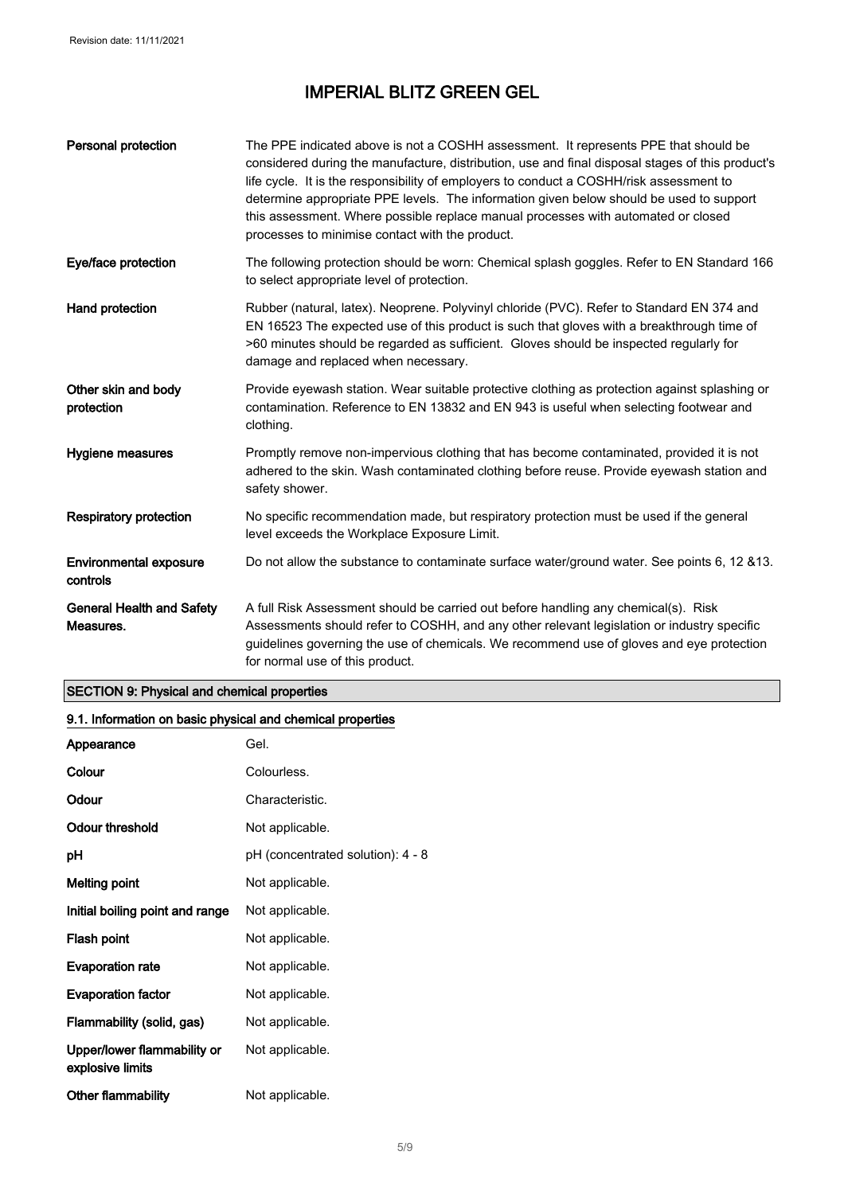# IMPERIAL BLITZ GREEN GEL

| | |
|---|---|
| **Personal protection** | The PPE indicated above is not a COSHH assessment. It represents PPE that should be considered during the manufacture, distribution, use and final disposal stages of this product's life cycle. It is the responsibility of employers to conduct a COSHH/risk assessment to determine appropriate PPE levels. The information given below should be used to support this assessment. Where possible replace manual processes with automated or closed processes to minimise contact with the product. |
| **Eye/face protection** | The following protection should be worn: Chemical splash goggles. Refer to EN Standard 166 to select appropriate level of protection. |
| **Hand protection** | Rubber (natural, latex). Neoprene. Polyvinyl chloride (PVC). Refer to Standard EN 374 and EN 16523 The expected use of this product is such that gloves with a breakthrough time of >60 minutes should be regarded as sufficient. Gloves should be inspected regularly for damage and replaced when necessary. |
| **Other skin and body protection** | Provide eyewash station. Wear suitable protective clothing as protection against splashing or contamination. Reference to EN 13832 and EN 943 is useful when selecting footwear and clothing. |
| **Hygiene measures** | Promptly remove non-impervious clothing that has become contaminated, provided it is not adhered to the skin. Wash contaminated clothing before reuse. Provide eyewash station and safety shower. |
| **Respiratory protection** | No specific recommendation made, but respiratory protection must be used if the general level exceeds the Workplace Exposure Limit. |
| **Environmental exposure controls** | Do not allow the substance to contaminate surface water/ground water. See points 6, 12 &13. |
| **General Health and Safety Measures.** | A full Risk Assessment should be carried out before handling any chemical(s). Risk Assessments should refer to COSHH, and any other relevant legislation or industry specific guidelines governing the use of chemicals. We recommend use of gloves and eye protection for normal use of this product. |

## SECTION 9: Physical and chemical properties

### 9.1. Information on basic physical and chemical properties

| | |
|---|---|
| **Appearance** | Gel. |
| **Colour** | Colourless. |
| **Odour** | Characteristic. |
| **Odour threshold** | Not applicable. |
| **pH** | pH (concentrated solution): 4 - 8 |
| **Melting point** | Not applicable. |
| **Initial boiling point and range** | Not applicable. |
| **Flash point** | Not applicable. |
| **Evaporation rate** | Not applicable. |
| **Evaporation factor** | Not applicable. |
| **Flammability (solid, gas)** | Not applicable. |
| **Upper/lower flammability or explosive limits** | Not applicable. |
| **Other flammability** | Not applicable. |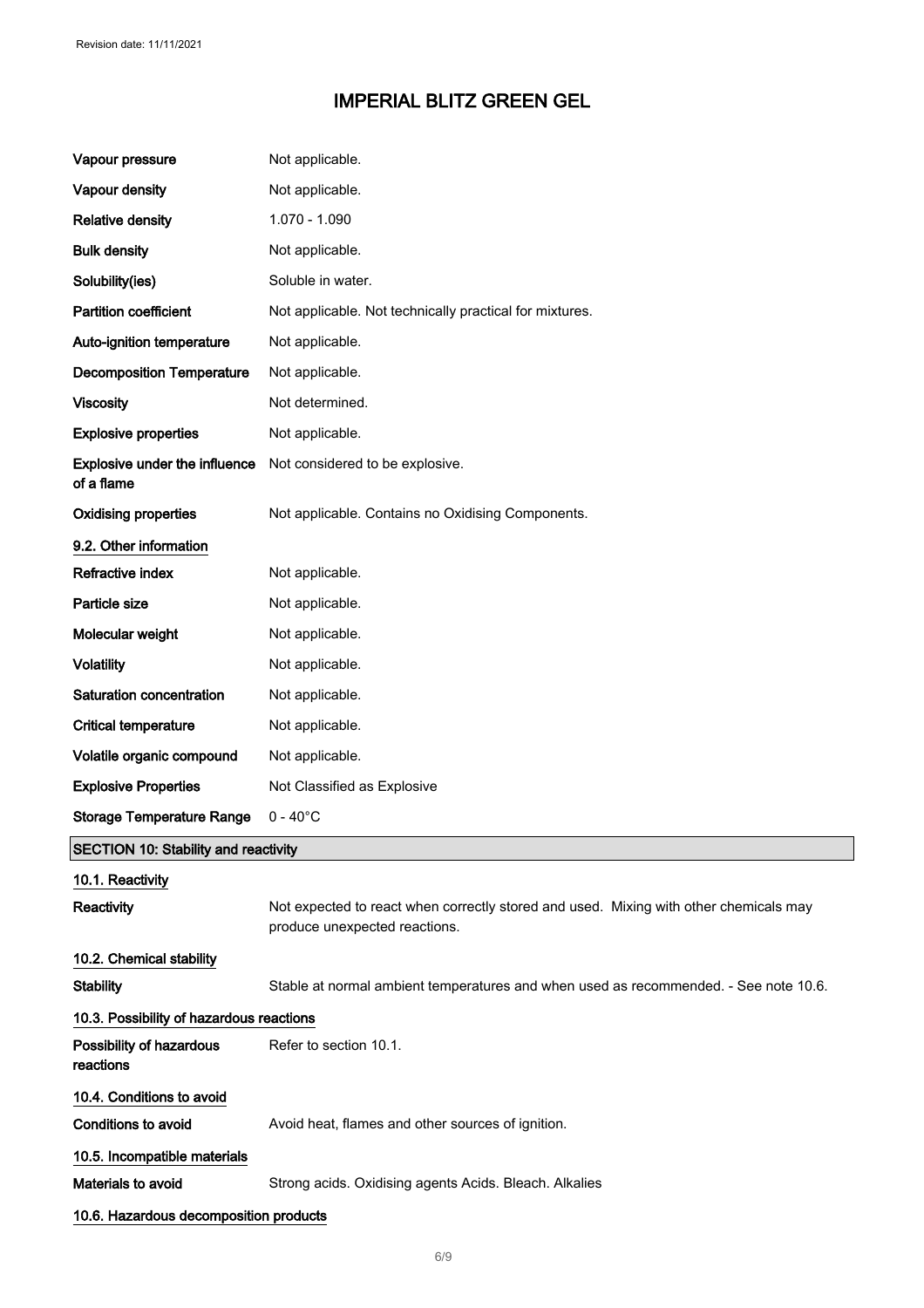# IMPERIAL BLITZ GREEN GEL

| | |
|---|---|
| **Vapour pressure** | Not applicable. |
| **Vapour density** | Not applicable. |
| **Relative density** | 1.070 - 1.090 |
| **Bulk density** | Not applicable. |
| **Solubility(ies)** | Soluble in water. |
| **Partition coefficient** | Not applicable. Not technically practical for mixtures. |
| **Auto-ignition temperature** | Not applicable. |
| **Decomposition Temperature** | Not applicable. |
| **Viscosity** | Not determined. |
| **Explosive properties** | Not applicable. |
| **Explosive under the influence of a flame** | Not considered to be explosive. |
| **Oxidising properties** | Not applicable. Contains no Oxidising Components. |

### 9.2. Other information

| | |
|---|---|
| **Refractive index** | Not applicable. |
| **Particle size** | Not applicable. |
| **Molecular weight** | Not applicable. |
| **Volatility** | Not applicable. |
| **Saturation concentration** | Not applicable. |
| **Critical temperature** | Not applicable. |
| **Volatile organic compound** | Not applicable. |
| **Explosive Properties** | Not Classified as Explosive |
| **Storage Temperature Range** | 0 - 40°C |

## SECTION 10: Stability and reactivity

### 10.1. Reactivity

**Reactivity** Not expected to react when correctly stored and used. Mixing with other chemicals may produce unexpected reactions.

### 10.2. Chemical stability

**Stability** Stable at normal ambient temperatures and when used as recommended. - See note 10.6.

### 10.3. Possibility of hazardous reactions

**Possibility of hazardous reactions** Refer to section 10.1.

### 10.4. Conditions to avoid

**Conditions to avoid** Avoid heat, flames and other sources of ignition.

### 10.5. Incompatible materials

**Materials to avoid** Strong acids. Oxidising agents Acids. Bleach. Alkalies

### 10.6. Hazardous decomposition products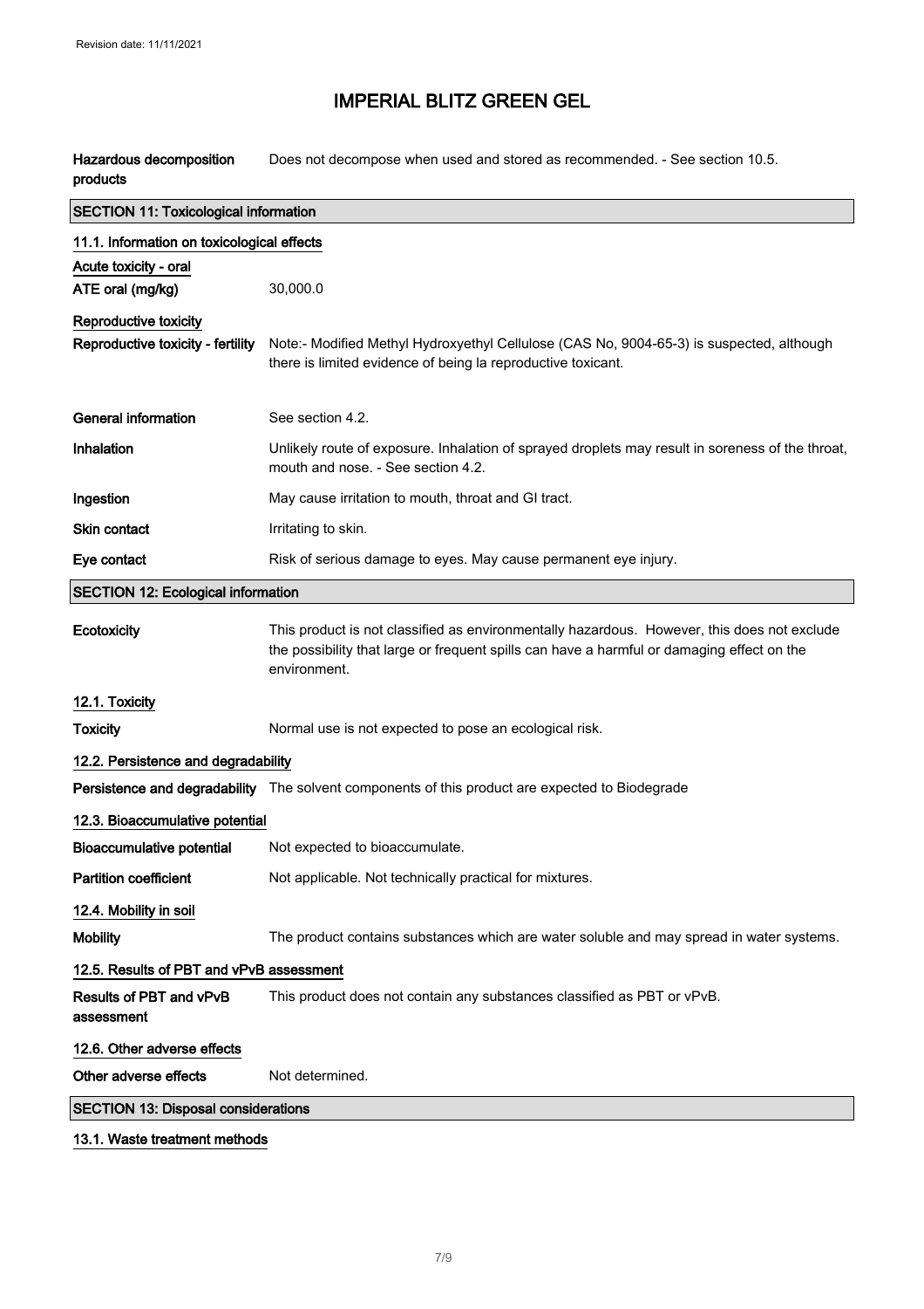| | |
|---|---|
| **Hazardous decomposition products** | Does not decompose when used and stored as recommended. - See section 10.5. |

## SECTION 11: Toxicological information

### 11.1. Information on toxicological effects

**Acute toxicity - oral**

| | |
|---|---|
| **ATE oral (mg/kg)** | 30,000.0 |

**Reproductive toxicity**

| | |
|---|---|
| **Reproductive toxicity - fertility** | Note:- Modified Methyl Hydroxyethyl Cellulose (CAS No, 9004-65-3) is suspected, although there is limited evidence of being la reproductive toxicant. |
| **General information** | See section 4.2. |
| **Inhalation** | Unlikely route of exposure. Inhalation of sprayed droplets may result in soreness of the throat, mouth and nose. - See section 4.2. |
| **Ingestion** | May cause irritation to mouth, throat and GI tract. |
| **Skin contact** | Irritating to skin. |
| **Eye contact** | Risk of serious damage to eyes. May cause permanent eye injury. |

## SECTION 12: Ecological information

| | |
|---|---|
| **Ecotoxicity** | This product is not classified as environmentally hazardous. However, this does not exclude the possibility that large or frequent spills can have a harmful or damaging effect on the environment. |

### 12.1. Toxicity

| | |
|---|---|
| **Toxicity** | Normal use is not expected to pose an ecological risk. |

### 12.2. Persistence and degradability

| | |
|---|---|
| **Persistence and degradability** | The solvent components of this product are expected to Biodegrade |

### 12.3. Bioaccumulative potential

| | |
|---|---|
| **Bioaccumulative potential** | Not expected to bioaccumulate. |
| **Partition coefficient** | Not applicable. Not technically practical for mixtures. |

### 12.4. Mobility in soil

| | |
|---|---|
| **Mobility** | The product contains substances which are water soluble and may spread in water systems. |

### 12.5. Results of PBT and vPvB assessment

| | |
|---|---|
| **Results of PBT and vPvB assessment** | This product does not contain any substances classified as PBT or vPvB. |

### 12.6. Other adverse effects

| | |
|---|---|
| **Other adverse effects** | Not determined. |

## SECTION 13: Disposal considerations

### 13.1. Waste treatment methods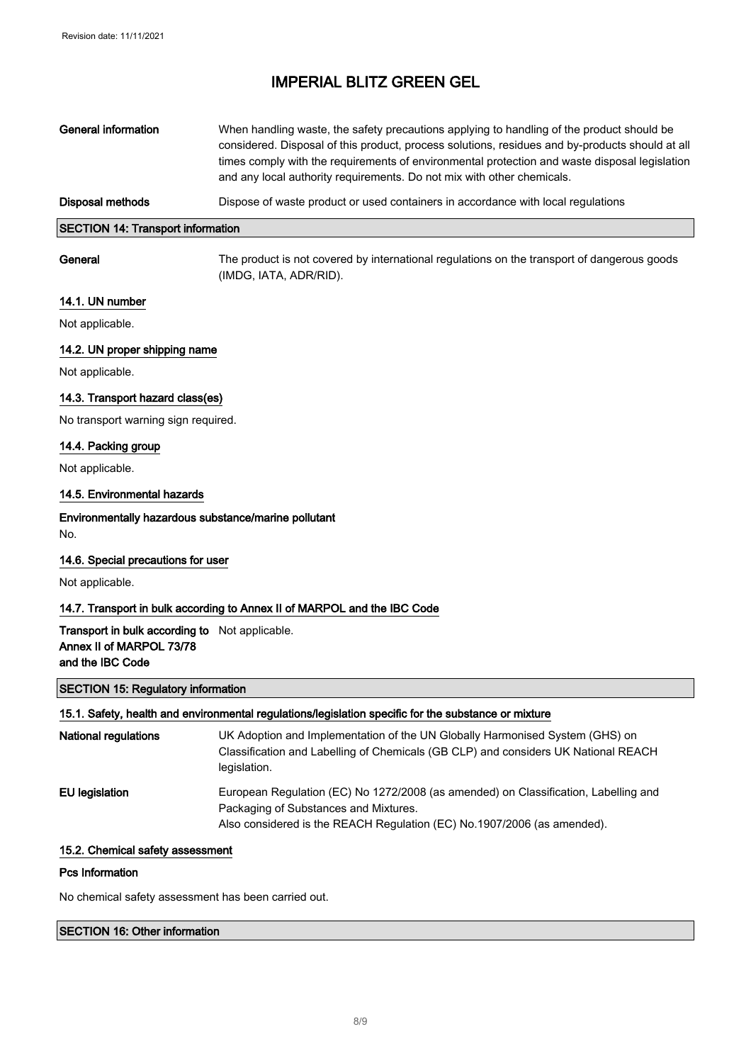**General information** When handling waste, the safety precautions applying to handling of the product should be considered. Disposal of this product, process solutions, residues and by-products should at all times comply with the requirements of environmental protection and waste disposal legislation and any local authority requirements. Do not mix with other chemicals.

**Disposal methods** Dispose of waste product or used containers in accordance with local regulations

## SECTION 14: Transport information

**General** The product is not covered by international regulations on the transport of dangerous goods (IMDG, IATA, ADR/RID).

### 14.1. UN number

Not applicable.

### 14.2. UN proper shipping name

Not applicable.

### 14.3. Transport hazard class(es)

No transport warning sign required.

### 14.4. Packing group

Not applicable.

### 14.5. Environmental hazards

**Environmentally hazardous substance/marine pollutant**

No.

### 14.6. Special precautions for user

Not applicable.

### 14.7. Transport in bulk according to Annex II of MARPOL and the IBC Code

**Transport in bulk according to Annex II of MARPOL 73/78 and the IBC Code** Not applicable.

## SECTION 15: Regulatory information

### 15.1. Safety, health and environmental regulations/legislation specific for the substance or mixture

**National regulations** UK Adoption and Implementation of the UN Globally Harmonised System (GHS) on Classification and Labelling of Chemicals (GB CLP) and considers UK National REACH legislation.

**EU legislation** European Regulation (EC) No 1272/2008 (as amended) on Classification, Labelling and Packaging of Substances and Mixtures.
Also considered is the REACH Regulation (EC) No.1907/2006 (as amended).

### 15.2. Chemical safety assessment

**Pcs Information**

No chemical safety assessment has been carried out.

## SECTION 16: Other information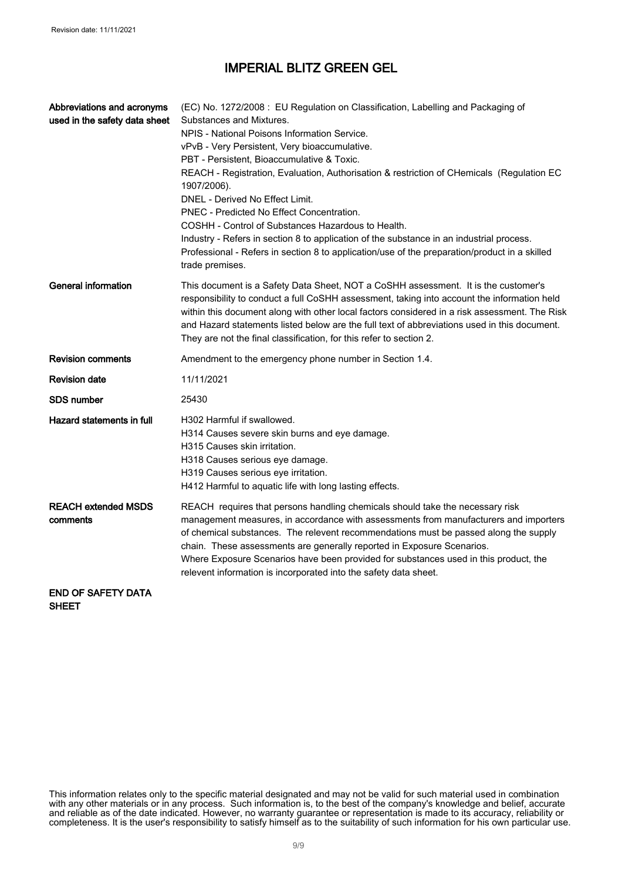# IMPERIAL BLITZ GREEN GEL

| | |
|---|---|
| **Abbreviations and acronyms used in the safety data sheet** | (EC) No. 1272/2008 : EU Regulation on Classification, Labelling and Packaging of Substances and Mixtures.<br>NPIS - National Poisons Information Service.<br>vPvB - Very Persistent, Very bioaccumulative.<br>PBT - Persistent, Bioaccumulative & Toxic.<br>REACH - Registration, Evaluation, Authorisation & restriction of CHemicals (Regulation EC 1907/2006).<br>DNEL - Derived No Effect Limit.<br>PNEC - Predicted No Effect Concentration.<br>COSHH - Control of Substances Hazardous to Health.<br>Industry - Refers in section 8 to application of the substance in an industrial process.<br>Professional - Refers in section 8 to application/use of the preparation/product in a skilled trade premises. |
| **General information** | This document is a Safety Data Sheet, NOT a CoSHH assessment. It is the customer's responsibility to conduct a full CoSHH assessment, taking into account the information held within this document along with other local factors considered in a risk assessment. The Risk and Hazard statements listed below are the full text of abbreviations used in this document. They are not the final classification, for this refer to section 2. |
| **Revision comments** | Amendment to the emergency phone number in Section 1.4. |
| **Revision date** | 11/11/2021 |
| **SDS number** | 25430 |
| **Hazard statements in full** | H302 Harmful if swallowed.<br>H314 Causes severe skin burns and eye damage.<br>H315 Causes skin irritation.<br>H318 Causes serious eye damage.<br>H319 Causes serious eye irritation.<br>H412 Harmful to aquatic life with long lasting effects. |
| **REACH extended MSDS comments** | REACH requires that persons handling chemicals should take the necessary risk management measures, in accordance with assessments from manufacturers and importers of chemical substances. The relevent recommendations must be passed along the supply chain. These assessments are generally reported in Exposure Scenarios.<br>Where Exposure Scenarios have been provided for substances used in this product, the relevent information is incorporated into the safety data sheet. |

**END OF SAFETY DATA SHEET**

This information relates only to the specific material designated and may not be valid for such material used in combination with any other materials or in any process. Such information is, to the best of the company's knowledge and belief, accurate and reliable as of the date indicated. However, no warranty guarantee or representation is made to its accuracy, reliability or completeness. It is the user's responsibility to satisfy himself as to the suitability of such information for his own particular use.